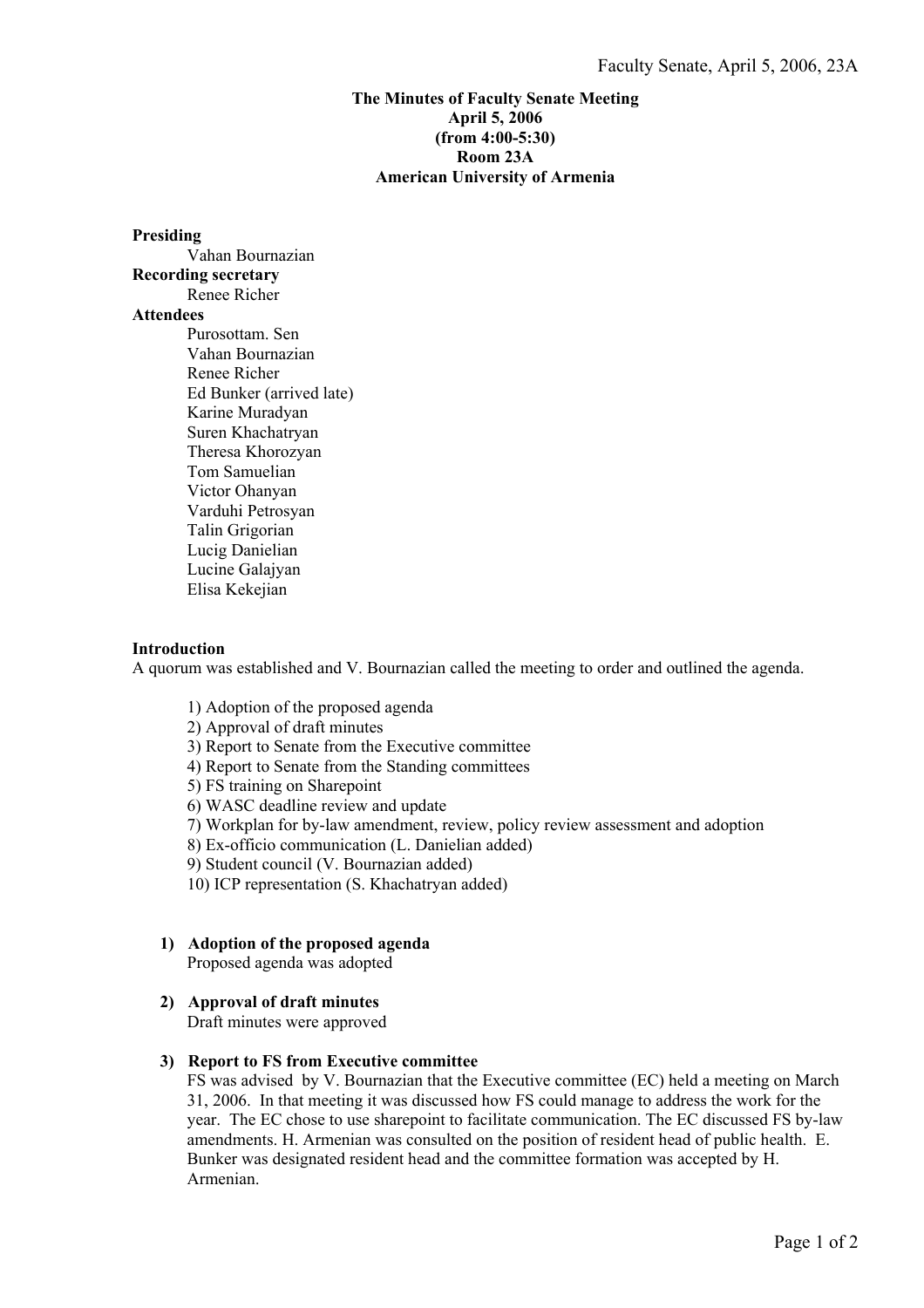**The Minutes of Faculty Senate Meeting**
**April 5, 2006**
**(from 4:00-5:30)**
**Room 23A**
**American University of Armenia**

**Presiding**
Vahan Bournazian

**Recording secretary**
Renee Richer

**Attendees**
Purosottam. Sen
Vahan Bournazian
Renee Richer
Ed Bunker (arrived late)
Karine Muradyan
Suren Khachatryan
Theresa Khorozyan
Tom Samuelian
Victor Ohanyan
Varduhi Petrosyan
Talin Grigorian
Lucig Danielian
Lucine Galajyan
Elisa Kekejian

**Introduction**
A quorum was established and V. Bournazian called the meeting to order and outlined the agenda.

1) Adoption of the proposed agenda
2) Approval of draft minutes
3) Report to Senate from the Executive committee
4) Report to Senate from the Standing committees
5) FS training on Sharepoint
6) WASC deadline review and update
7) Workplan for by-law amendment, review, policy review assessment and adoption
8) Ex-officio communication (L. Danielian added)
9) Student council (V. Bournazian added)
10) ICP representation (S. Khachatryan added)

1) **Adoption of the proposed agenda**
   Proposed agenda was adopted

2) **Approval of draft minutes**
   Draft minutes were approved

3) **Report to FS from Executive committee**
   FS was advised by V. Bournazian that the Executive committee (EC) held a meeting on March 31, 2006. In that meeting it was discussed how FS could manage to address the work for the year. The EC chose to use sharepoint to facilitate communication. The EC discussed FS by-law amendments. H. Armenian was consulted on the position of resident head of public health. E. Bunker was designated resident head and the committee formation was accepted by H. Armenian.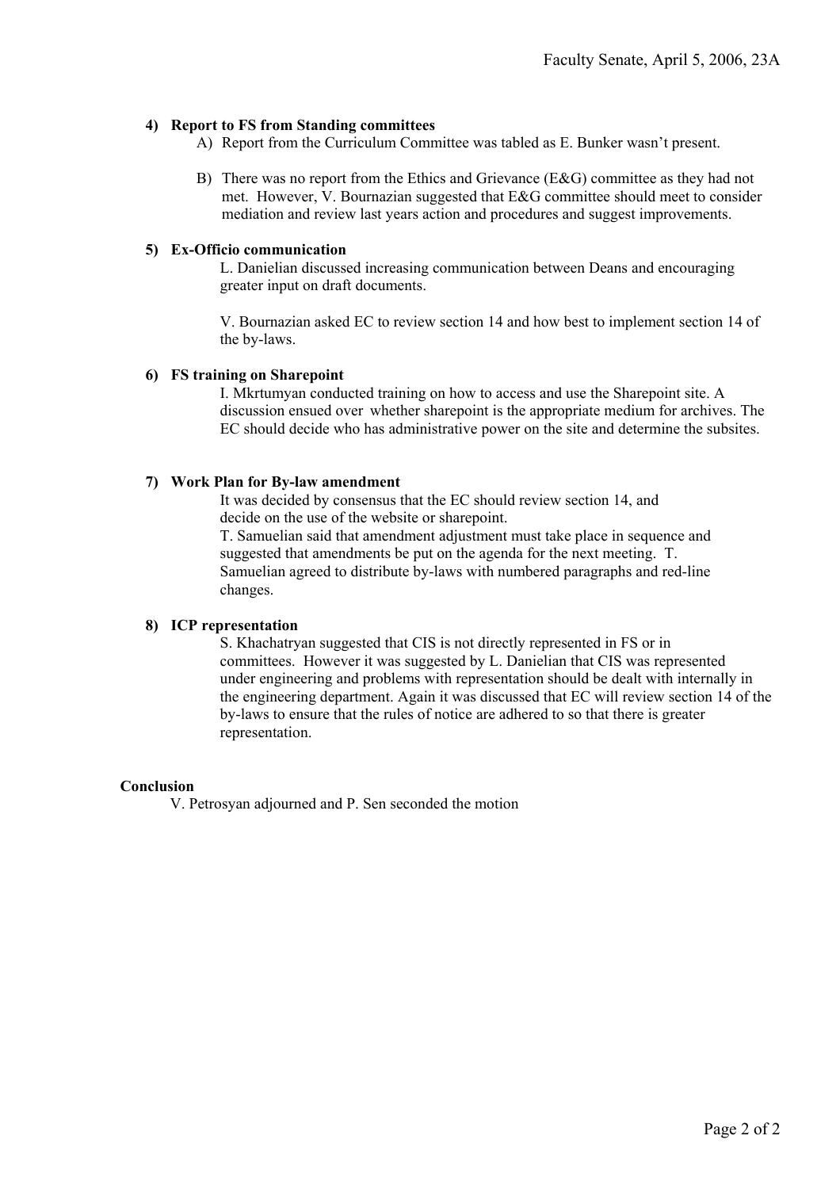**4) Report to FS from Standing committees**

A) Report from the Curriculum Committee was tabled as E. Bunker wasn't present.

B) There was no report from the Ethics and Grievance (E&G) committee as they had not met. However, V. Bournazian suggested that E&G committee should meet to consider mediation and review last years action and procedures and suggest improvements.

**5) Ex-Officio communication**

L. Danielian discussed increasing communication between Deans and encouraging greater input on draft documents.

V. Bournazian asked EC to review section 14 and how best to implement section 14 of the by-laws.

**6) FS training on Sharepoint**

I. Mkrtumyan conducted training on how to access and use the Sharepoint site. A discussion ensued over whether sharepoint is the appropriate medium for archives. The EC should decide who has administrative power on the site and determine the subsites.

**7) Work Plan for By-law amendment**

It was decided by consensus that the EC should review section 14, and decide on the use of the website or sharepoint.
T. Samuelian said that amendment adjustment must take place in sequence and suggested that amendments be put on the agenda for the next meeting. T. Samuelian agreed to distribute by-laws with numbered paragraphs and red-line changes.

**8) ICP representation**

S. Khachatryan suggested that CIS is not directly represented in FS or in committees. However it was suggested by L. Danielian that CIS was represented under engineering and problems with representation should be dealt with internally in the engineering department. Again it was discussed that EC will review section 14 of the by-laws to ensure that the rules of notice are adhered to so that there is greater representation.

**Conclusion**

V. Petrosyan adjourned and P. Sen seconded the motion